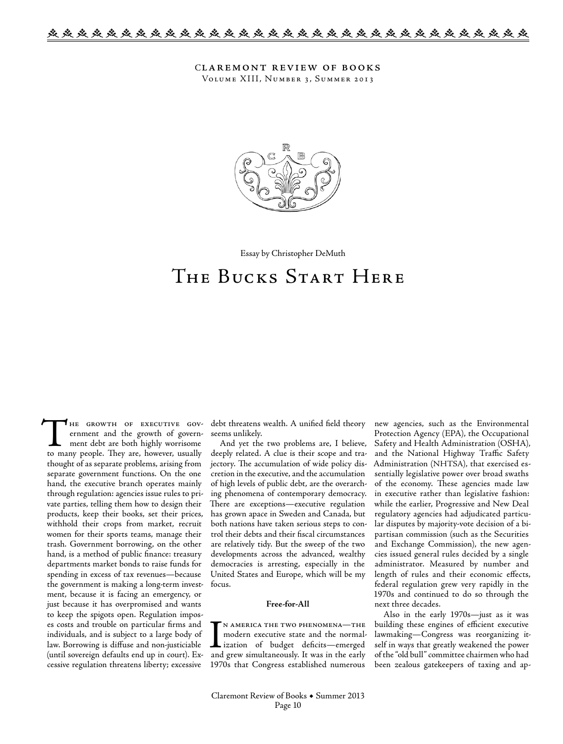Claremont Review of Books
Volume XIII, Number 3, Summer 2013

Essay by Christopher DeMuth

# The Bucks Start Here

The growth of executive government and the growth of government debt are both highly worrisome to many people. They are, however, usually thought of as separate problems, arising from separate government functions. On the one hand, the executive branch operates mainly through regulation: agencies issue rules to private parties, telling them how to design their products, keep their books, set their prices, withhold their crops from market, recruit women for their sports teams, manage their trash. Government borrowing, on the other hand, is a method of public finance: treasury departments market bonds to raise funds for spending in excess of tax revenues—because the government is making a long-term investment, because it is facing an emergency, or just because it has overpromised and wants to keep the spigots open. Regulation imposes costs and trouble on particular firms and individuals, and is subject to a large body of law. Borrowing is diffuse and non-justiciable (until sovereign defaults end up in court). Excessive regulation threatens liberty; excessive debt threatens wealth. A unified field theory seems unlikely.

And yet the two problems are, I believe, deeply related. A clue is their scope and trajectory. The accumulation of wide policy discretion in the executive, and the accumulation of high levels of public debt, are the overarching phenomena of contemporary democracy. There are exceptions—executive regulation has grown apace in Sweden and Canada, but both nations have taken serious steps to control their debts and their fiscal circumstances are relatively tidy. But the sweep of the two developments across the advanced, wealthy democracies is arresting, especially in the United States and Europe, which will be my focus.

**Free-for-All**

In America the two phenomena—the modern executive state and the normalization of budget deficits—emerged and grew simultaneously. It was in the early 1970s that Congress established numerous new agencies, such as the Environmental Protection Agency (EPA), the Occupational Safety and Health Administration (OSHA), and the National Highway Traffic Safety Administration (NHTSA), that exercised essentially legislative power over broad swaths of the economy. These agencies made law in executive rather than legislative fashion: while the earlier, Progressive and New Deal regulatory agencies had adjudicated particular disputes by majority-vote decision of a bipartisan commission (such as the Securities and Exchange Commission), the new agencies issued general rules decided by a single administrator. Measured by number and length of rules and their economic effects, federal regulation grew very rapidly in the 1970s and continued to do so through the next three decades.

Also in the early 1970s—just as it was building these engines of efficient executive lawmaking—Congress was reorganizing itself in ways that greatly weakened the power of the "old bull" committee chairmen who had been zealous gatekeepers of taxing and ap-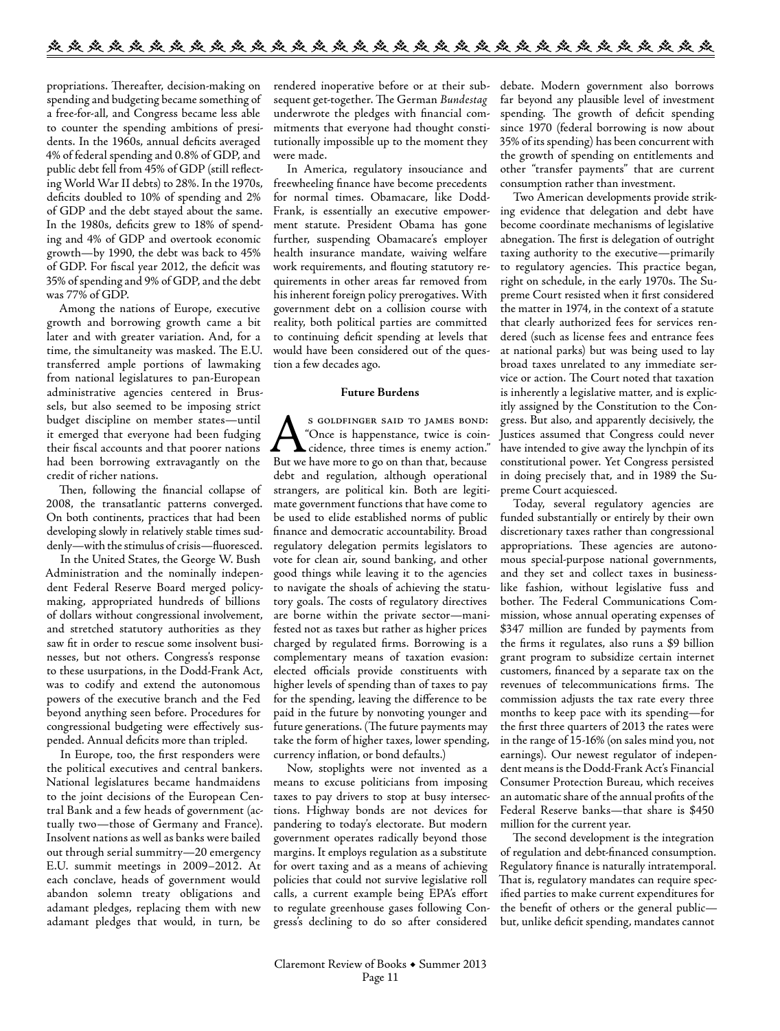propriations. Thereafter, decision-making on spending and budgeting became something of a free-for-all, and Congress became less able to counter the spending ambitions of presidents. In the 1960s, annual deficits averaged 4% of federal spending and 0.8% of GDP, and public debt fell from 45% of GDP (still reflecting World War II debts) to 28%. In the 1970s, deficits doubled to 10% of spending and 2% of GDP and the debt stayed about the same. In the 1980s, deficits grew to 18% of spending and 4% of GDP and overtook economic growth—by 1990, the debt was back to 45% of GDP. For fiscal year 2012, the deficit was 35% of spending and 9% of GDP, and the debt was 77% of GDP.

Among the nations of Europe, executive growth and borrowing growth came a bit later and with greater variation. And, for a time, the simultaneity was masked. The E.U. transferred ample portions of lawmaking from national legislatures to pan-European administrative agencies centered in Brussels, but also seemed to be imposing strict budget discipline on member states—until it emerged that everyone had been fudging their fiscal accounts and that poorer nations had been borrowing extravagantly on the credit of richer nations.

Then, following the financial collapse of 2008, the transatlantic patterns converged. On both continents, practices that had been developing slowly in relatively stable times suddenly—with the stimulus of crisis—fluoresced.

In the United States, the George W. Bush Administration and the nominally independent Federal Reserve Board merged policymaking, appropriated hundreds of billions of dollars without congressional involvement, and stretched statutory authorities as they saw fit in order to rescue some insolvent businesses, but not others. Congress's response to these usurpations, in the Dodd-Frank Act, was to codify and extend the autonomous powers of the executive branch and the Fed beyond anything seen before. Procedures for congressional budgeting were effectively suspended. Annual deficits more than tripled.

In Europe, too, the first responders were the political executives and central bankers. National legislatures became handmaidens to the joint decisions of the European Central Bank and a few heads of government (actually two—those of Germany and France). Insolvent nations as well as banks were bailed out through serial summitry—20 emergency E.U. summit meetings in 2009–2012. At each conclave, heads of government would abandon solemn treaty obligations and adamant pledges, replacing them with new adamant pledges that would, in turn, be rendered inoperative before or at their subsequent get-together. The German *Bundestag* underwrote the pledges with financial commitments that everyone had thought constitutionally impossible up to the moment they were made.

In America, regulatory insouciance and freewheeling finance have become precedents for normal times. Obamacare, like Dodd-Frank, is essentially an executive empowerment statute. President Obama has gone further, suspending Obamacare's employer health insurance mandate, waiving welfare work requirements, and flouting statutory requirements in other areas far removed from his inherent foreign policy prerogatives. With government debt on a collision course with reality, both political parties are committed to continuing deficit spending at levels that would have been considered out of the question a few decades ago.

### Future Burdens

As Goldfinger said to James Bond: "Once is happenstance, twice is coincidence, three times is enemy action." But we have more to go on than that, because debt and regulation, although operational strangers, are political kin. Both are legitimate government functions that have come to be used to elide established norms of public finance and democratic accountability. Broad regulatory delegation permits legislators to vote for clean air, sound banking, and other good things while leaving it to the agencies to navigate the shoals of achieving the statutory goals. The costs of regulatory directives are borne within the private sector—manifested not as taxes but rather as higher prices charged by regulated firms. Borrowing is a complementary means of taxation evasion: elected officials provide constituents with higher levels of spending than of taxes to pay for the spending, leaving the difference to be paid in the future by nonvoting younger and future generations. (The future payments may take the form of higher taxes, lower spending, currency inflation, or bond defaults.)

Now, stoplights were not invented as a means to excuse politicians from imposing taxes to pay drivers to stop at busy intersections. Highway bonds are not devices for pandering to today's electorate. But modern government operates radically beyond those margins. It employs regulation as a substitute for overt taxing and as a means of achieving policies that could not survive legislative roll calls, a current example being EPA's effort to regulate greenhouse gases following Congress's declining to do so after considered debate. Modern government also borrows far beyond any plausible level of investment spending. The growth of deficit spending since 1970 (federal borrowing is now about 35% of its spending) has been concurrent with the growth of spending on entitlements and other "transfer payments" that are current consumption rather than investment.

Two American developments provide striking evidence that delegation and debt have become coordinate mechanisms of legislative abnegation. The first is delegation of outright taxing authority to the executive—primarily to regulatory agencies. This practice began, right on schedule, in the early 1970s. The Supreme Court resisted when it first considered the matter in 1974, in the context of a statute that clearly authorized fees for services rendered (such as license fees and entrance fees at national parks) but was being used to lay broad taxes unrelated to any immediate service or action. The Court noted that taxation is inherently a legislative matter, and is explicitly assigned by the Constitution to the Congress. But also, and apparently decisively, the Justices assumed that Congress could never have intended to give away the lynchpin of its constitutional power. Yet Congress persisted in doing precisely that, and in 1989 the Supreme Court acquiesced.

Today, several regulatory agencies are funded substantially or entirely by their own discretionary taxes rather than congressional appropriations. These agencies are autonomous special-purpose national governments, and they set and collect taxes in business-like fashion, without legislative fuss and bother. The Federal Communications Commission, whose annual operating expenses of $347 million are funded by payments from the firms it regulates, also runs a $9 billion grant program to subsidize certain internet customers, financed by a separate tax on the revenues of telecommunications firms. The commission adjusts the tax rate every three months to keep pace with its spending—for the first three quarters of 2013 the rates were in the range of 15-16% (on sales mind you, not earnings). Our newest regulator of independent means is the Dodd-Frank Act's Financial Consumer Protection Bureau, which receives an automatic share of the annual profits of the Federal Reserve banks—that share is $450 million for the current year.

The second development is the integration of regulation and debt-financed consumption. Regulatory finance is naturally intratemporal. That is, regulatory mandates can require specified parties to make current expenditures for the benefit of others or the general public—but, unlike deficit spending, mandates cannot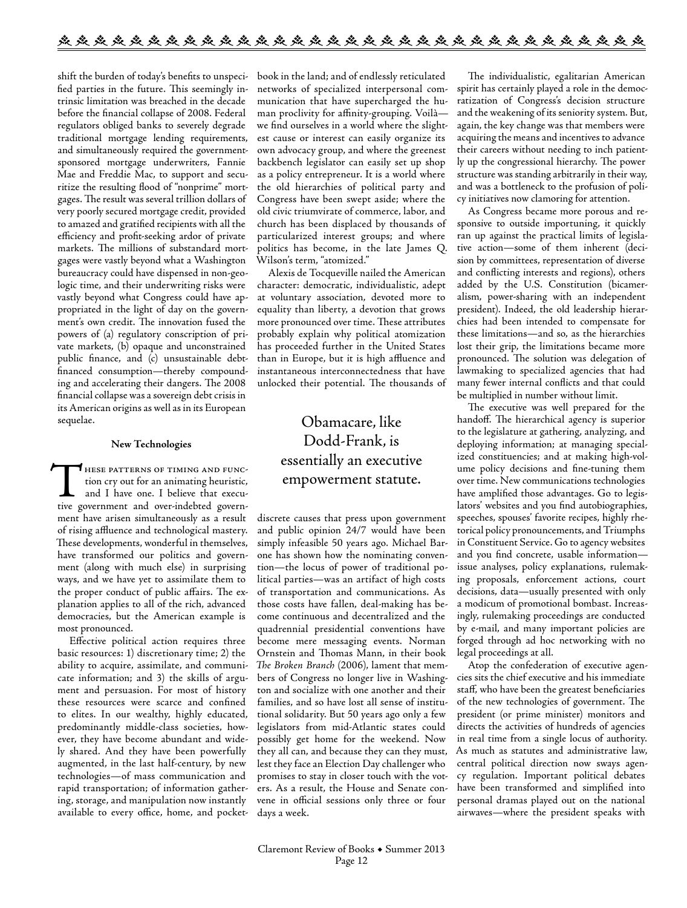shift the burden of today's benefits to unspecified parties in the future. This seemingly intrinsic limitation was breached in the decade before the financial collapse of 2008. Federal regulators obliged banks to severely degrade traditional mortgage lending requirements, and simultaneously required the government-sponsored mortgage underwriters, Fannie Mae and Freddie Mac, to support and securitize the resulting flood of "nonprime" mortgages. The result was several trillion dollars of very poorly secured mortgage credit, provided to amazed and gratified recipients with all the efficiency and profit-seeking ardor of private markets. The millions of substandard mortgages were vastly beyond what a Washington bureaucracy could have dispensed in non-geologic time, and their underwriting risks were vastly beyond what Congress could have appropriated in the light of day on the government's own credit. The innovation fused the powers of (a) regulatory conscription of private markets, (b) opaque and unconstrained public finance, and (c) unsustainable debt-financed consumption—thereby compounding and accelerating their dangers. The 2008 financial collapse was a sovereign debt crisis in its American origins as well as in its European sequelae.

### New Technologies

These patterns of timing and function cry out for an animating heuristic, and I have one. I believe that executive government and over-indebted government have arisen simultaneously as a result of rising affluence and technological mastery. These developments, wonderful in themselves, have transformed our politics and government (along with much else) in surprising ways, and we have yet to assimilate them to the proper conduct of public affairs. The explanation applies to all of the rich, advanced democracies, but the American example is most pronounced.

Effective political action requires three basic resources: 1) discretionary time; 2) the ability to acquire, assimilate, and communicate information; and 3) the skills of argument and persuasion. For most of history these resources were scarce and confined to elites. In our wealthy, highly educated, predominantly middle-class societies, however, they have become abundant and widely shared. And they have been powerfully augmented, in the last half-century, by new technologies—of mass communication and rapid transportation; of information gathering, storage, and manipulation now instantly available to every office, home, and pocketbook in the land; and of endlessly reticulated networks of specialized interpersonal communication that have supercharged the human proclivity for affinity-grouping. Voilà—we find ourselves in a world where the slightest cause or interest can easily organize its own advocacy group, and where the greenest backbench legislator can easily set up shop as a policy entrepreneur. It is a world where the old hierarchies of political party and Congress have been swept aside; where the old civic triumvirate of commerce, labor, and church has been displaced by thousands of particularized interest groups; and where politics has become, in the late James Q. Wilson's term, "atomized."

Alexis de Tocqueville nailed the American character: democratic, individualistic, adept at voluntary association, devoted more to equality than liberty, a devotion that grows more pronounced over time. These attributes probably explain why political atomization has proceeded further in the United States than in Europe, but it is high affluence and instantaneous interconnectedness that have unlocked their potential. The thousands of discrete causes that press upon government and public opinion 24/7 would have been simply infeasible 50 years ago. Michael Barone has shown how the nominating convention—the locus of power of traditional political parties—was an artifact of high costs of transportation and communications. As those costs have fallen, deal-making has become continuous and decentralized and the quadrennial presidential conventions have become mere messaging events. Norman Ornstein and Thomas Mann, in their book *The Broken Branch* (2006), lament that members of Congress no longer live in Washington and socialize with one another and their families, and so have lost all sense of institutional solidarity. But 50 years ago only a few legislators from mid-Atlantic states could possibly get home for the weekend. Now they all can, and because they can they must, lest they face an Election Day challenger who promises to stay in closer touch with the voters. As a result, the House and Senate convene in official sessions only three or four days a week.

> Obamacare, like Dodd-Frank, is essentially an executive empowerment statute.

The individualistic, egalitarian American spirit has certainly played a role in the democratization of Congress's decision structure and the weakening of its seniority system. But, again, the key change was that members were acquiring the means and incentives to advance their careers without needing to inch patiently up the congressional hierarchy. The power structure was standing arbitrarily in their way, and was a bottleneck to the profusion of policy initiatives now clamoring for attention.

As Congress became more porous and responsive to outside importuning, it quickly ran up against the practical limits of legislative action—some of them inherent (decision by committees, representation of diverse and conflicting interests and regions), others added by the U.S. Constitution (bicameralism, power-sharing with an independent president). Indeed, the old leadership hierarchies had been intended to compensate for these limitations—and so, as the hierarchies lost their grip, the limitations became more pronounced. The solution was delegation of lawmaking to specialized agencies that had many fewer internal conflicts and that could be multiplied in number without limit.

The executive was well prepared for the handoff. The hierarchical agency is superior to the legislature at gathering, analyzing, and deploying information; at managing specialized constituencies; and at making high-volume policy decisions and fine-tuning them over time. New communications technologies have amplified those advantages. Go to legislators' websites and you find autobiographies, speeches, spouses' favorite recipes, highly rhetorical policy pronouncements, and Triumphs in Constituent Service. Go to agency websites and you find concrete, usable information—issue analyses, policy explanations, rulemaking proposals, enforcement actions, court decisions, data—usually presented with only a modicum of promotional bombast. Increasingly, rulemaking proceedings are conducted by e-mail, and many important policies are forged through ad hoc networking with no legal proceedings at all.

Atop the confederation of executive agencies sits the chief executive and his immediate staff, who have been the greatest beneficiaries of the new technologies of government. The president (or prime minister) monitors and directs the activities of hundreds of agencies in real time from a single locus of authority. As much as statutes and administrative law, central political direction now sways agency regulation. Important political debates have been transformed and simplified into personal dramas played out on the national airwaves—where the president speaks with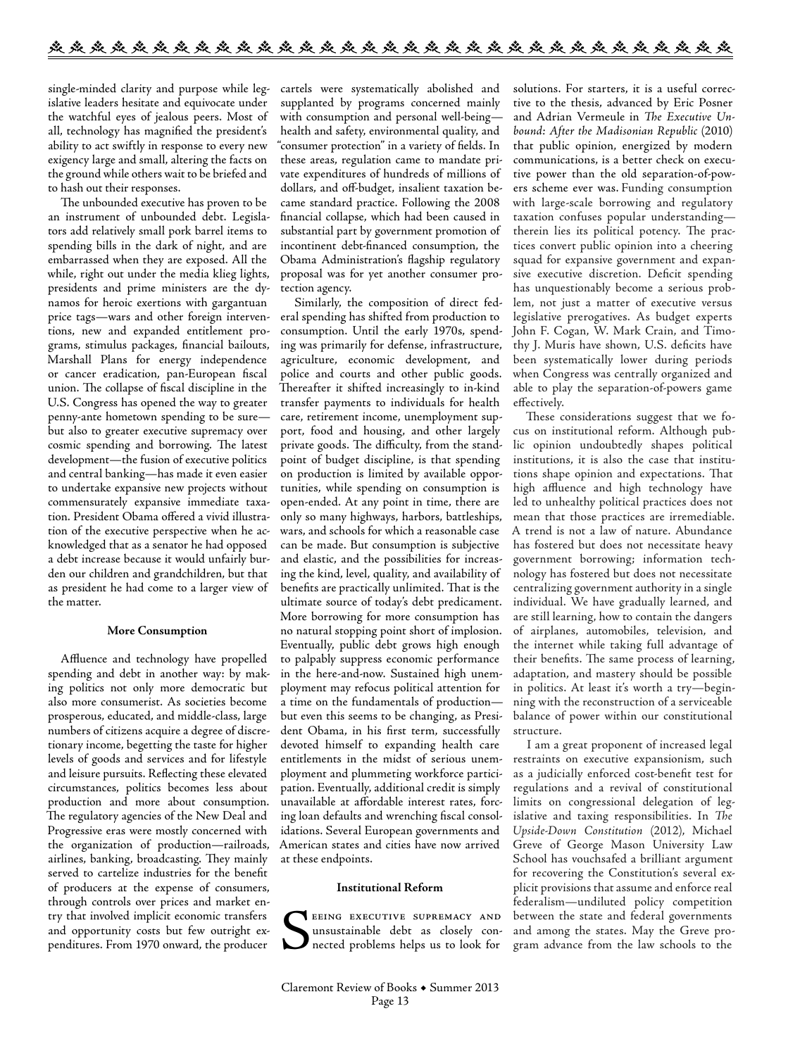single-minded clarity and purpose while legislative leaders hesitate and equivocate under the watchful eyes of jealous peers. Most of all, technology has magnified the president's ability to act swiftly in response to every new exigency large and small, altering the facts on the ground while others wait to be briefed and to hash out their responses.

The unbounded executive has proven to be an instrument of unbounded debt. Legislators add relatively small pork barrel items to spending bills in the dark of night, and are embarrassed when they are exposed. All the while, right out under the media klieg lights, presidents and prime ministers are the dynamos for heroic exertions with gargantuan price tags—wars and other foreign interventions, new and expanded entitlement programs, stimulus packages, financial bailouts, Marshall Plans for energy independence or cancer eradication, pan-European fiscal union. The collapse of fiscal discipline in the U.S. Congress has opened the way to greater penny-ante hometown spending to be sure—but also to greater executive supremacy over cosmic spending and borrowing. The latest development—the fusion of executive politics and central banking—has made it even easier to undertake expansive new projects without commensurately expansive immediate taxation. President Obama offered a vivid illustration of the executive perspective when he acknowledged that as a senator he had opposed a debt increase because it would unfairly burden our children and grandchildren, but that as president he had come to a larger view of the matter.

### More Consumption

Affluence and technology have propelled spending and debt in another way: by making politics not only more democratic but also more consumerist. As societies become prosperous, educated, and middle-class, large numbers of citizens acquire a degree of discretionary income, begetting the taste for higher levels of goods and services and for lifestyle and leisure pursuits. Reflecting these elevated circumstances, politics becomes less about production and more about consumption. The regulatory agencies of the New Deal and Progressive eras were mostly concerned with the organization of production—railroads, airlines, banking, broadcasting. They mainly served to cartelize industries for the benefit of producers at the expense of consumers, through controls over prices and market entry that involved implicit economic transfers and opportunity costs but few outright expenditures. From 1970 onward, the producer cartels were systematically abolished and supplanted by programs concerned mainly with consumption and personal well-being—health and safety, environmental quality, and "consumer protection" in a variety of fields. In these areas, regulation came to mandate private expenditures of hundreds of millions of dollars, and off-budget, insalient taxation became standard practice. Following the 2008 financial collapse, which had been caused in substantial part by government promotion of incontinent debt-financed consumption, the Obama Administration's flagship regulatory proposal was for yet another consumer protection agency.

Similarly, the composition of direct federal spending has shifted from production to consumption. Until the early 1970s, spending was primarily for defense, infrastructure, agriculture, economic development, and police and courts and other public goods. Thereafter it shifted increasingly to in-kind transfer payments to individuals for health care, retirement income, unemployment support, food and housing, and other largely private goods. The difficulty, from the standpoint of budget discipline, is that spending on production is limited by available opportunities, while spending on consumption is open-ended. At any point in time, there are only so many highways, harbors, battleships, wars, and schools for which a reasonable case can be made. But consumption is subjective and elastic, and the possibilities for increasing the kind, level, quality, and availability of benefits are practically unlimited. That is the ultimate source of today's debt predicament. More borrowing for more consumption has no natural stopping point short of implosion. Eventually, public debt grows high enough to palpably suppress economic performance in the here-and-now. Sustained high unemployment may refocus political attention for a time on the fundamentals of production—but even this seems to be changing, as President Obama, in his first term, successfully devoted himself to expanding health care entitlements in the midst of serious unemployment and plummeting workforce participation. Eventually, additional credit is simply unavailable at affordable interest rates, forcing loan defaults and wrenching fiscal consolidations. Several European governments and American states and cities have now arrived at these endpoints.

### Institutional Reform

Seeing executive supremacy and unsustainable debt as closely connected problems helps us to look for solutions. For starters, it is a useful corrective to the thesis, advanced by Eric Posner and Adrian Vermeule in *The Executive Unbound: After the Madisonian Republic* (2010) that public opinion, energized by modern communications, is a better check on executive power than the old separation-of-powers scheme ever was. Funding consumption with large-scale borrowing and regulatory taxation confuses popular understanding—therein lies its political potency. The practices convert public opinion into a cheering squad for expansive government and expansive executive discretion. Deficit spending has unquestionably become a serious problem, not just a matter of executive versus legislative prerogatives. As budget experts John F. Cogan, W. Mark Crain, and Timothy J. Muris have shown, U.S. deficits have been systematically lower during periods when Congress was centrally organized and able to play the separation-of-powers game effectively.

These considerations suggest that we focus on institutional reform. Although public opinion undoubtedly shapes political institutions, it is also the case that institutions shape opinion and expectations. That high affluence and high technology have led to unhealthy political practices does not mean that those practices are irremediable. A trend is not a law of nature. Abundance has fostered but does not necessitate heavy government borrowing; information technology has fostered but does not necessitate centralizing government authority in a single individual. We have gradually learned, and are still learning, how to contain the dangers of airplanes, automobiles, television, and the internet while taking full advantage of their benefits. The same process of learning, adaptation, and mastery should be possible in politics. At least it's worth a try—beginning with the reconstruction of a serviceable balance of power within our constitutional structure.

I am a great proponent of increased legal restraints on executive expansionism, such as a judicially enforced cost-benefit test for regulations and a revival of constitutional limits on congressional delegation of legislative and taxing responsibilities. In *The Upside-Down Constitution* (2012), Michael Greve of George Mason University Law School has vouchsafed a brilliant argument for recovering the Constitution's several explicit provisions that assume and enforce real federalism—undiluted policy competition between the state and federal governments and among the states. May the Greve program advance from the law schools to the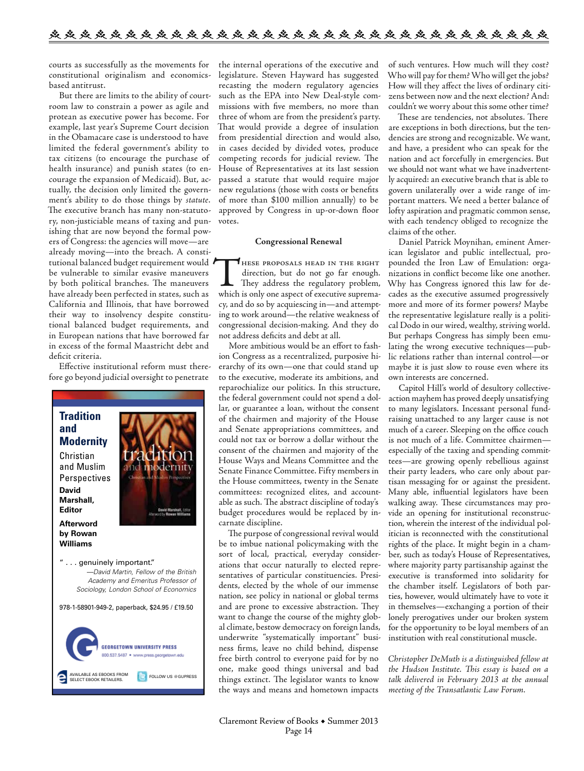courts as successfully as the movements for constitutional originalism and economics-based antitrust.

But there are limits to the ability of courtroom law to constrain a power as agile and protean as executive power has become. For example, last year's Supreme Court decision in the Obamacare case is understood to have limited the federal government's ability to tax citizens (to encourage the purchase of health insurance) and punish states (to encourage the expansion of Medicaid). But, actually, the decision only limited the government's ability to do those things by *statute*. The executive branch has many non-statutory, non-justiciable means of taxing and punishing that are now beyond the formal powers of Congress: the agencies will move—are already moving—into the breach. A constitutional balanced budget requirement would be vulnerable to similar evasive maneuvers by both political branches. The maneuvers have already been perfected in states, such as California and Illinois, that have borrowed their way to insolvency despite constitutional balanced budget requirements, and in European nations that have borrowed far in excess of the formal Maastricht debt and deficit criteria.

Effective institutional reform must therefore go beyond judicial oversight to penetrate the internal operations of the executive and legislature. Steven Hayward has suggested recasting the modern regulatory agencies such as the EPA into New Deal-style commissions with five members, no more than three of whom are from the president's party. That would provide a degree of insulation from presidential direction and would also, in cases decided by divided votes, produce competing records for judicial review. The House of Representatives at its last session passed a statute that would require major new regulations (those with costs or benefits of more than $100 million annually) to be approved by Congress in up-or-down floor votes.

### Congressional Renewal

These proposals head in the right direction, but do not go far enough. They address the regulatory problem, which is only one aspect of executive supremacy, and do so by acquiescing in—and attempting to work around—the relative weakness of congressional decision-making. And they do not address deficits and debt at all.

More ambitious would be an effort to fashion Congress as a recentralized, purposive hierarchy of its own—one that could stand up to the executive, moderate its ambitions, and reparochialize our politics. In this structure, the federal government could not spend a dollar, or guarantee a loan, without the consent of the chairmen and majority of the House and Senate appropriations committees, and could not tax or borrow a dollar without the consent of the chairmen and majority of the House Ways and Means Committee and the Senate Finance Committee. Fifty members in the House committees, twenty in the Senate committees: recognized elites, and accountable as such. The abstract discipline of today's budget procedures would be replaced by incarnate discipline.

The purpose of congressional revival would be to imbue national policymaking with the sort of local, practical, everyday considerations that occur naturally to elected representatives of particular constituencies. Presidents, elected by the whole of our immense nation, see policy in national or global terms and are prone to excessive abstraction. They want to change the course of the mighty global climate, bestow democracy on foreign lands, underwrite "systematically important" business firms, leave no child behind, dispense free birth control to everyone paid for by no one, make good things universal and bad things extinct. The legislator wants to know the ways and means and hometown impacts of such ventures. How much will they cost? Who will pay for them? Who will get the jobs? How will they affect the lives of ordinary citizens between now and the next election? And: couldn't we worry about this some other time?

These are tendencies, not absolutes. There are exceptions in both directions, but the tendencies are strong and recognizable. We want, and have, a president who can speak for the nation and act forcefully in emergencies. But we should not want what we have inadvertently acquired: an executive branch that is able to govern unilaterally over a wide range of important matters. We need a better balance of lofty aspiration and pragmatic common sense, with each tendency obliged to recognize the claims of the other.

Daniel Patrick Moynihan, eminent American legislator and public intellectual, propounded the Iron Law of Emulation: organizations in conflict become like one another. Why has Congress ignored this law for decades as the executive assumed progressively more and more of its former powers? Maybe the representative legislature really is a political Dodo in our wired, wealthy, striving world. But perhaps Congress has simply been emulating the wrong executive techniques—public relations rather than internal control—or maybe it is just slow to rouse even where its own interests are concerned.

Capitol Hill's world of desultory collective-action mayhem has proved deeply unsatisfying to many legislators. Incessant personal fund-raising unattached to any larger cause is not much of a career. Sleeping on the office couch is not much of a life. Committee chairmen—especially of the taxing and spending committees—are growing openly rebellious against their party leaders, who care only about partisan messaging for or against the president. Many able, influential legislators have been walking away. These circumstances may provide an opening for institutional reconstruction, wherein the interest of the individual politician is reconnected with the constitutional rights of the place. It might begin in a chamber, such as today's House of Representatives, where majority party partisanship against the executive is transformed into solidarity for the chamber itself. Legislators of both parties, however, would ultimately have to vote it in themselves—exchanging a portion of their lonely prerogatives under our broken system for the opportunity to be loyal members of an institution with real constitutional muscle.

*Christopher DeMuth is a distinguished fellow at the Hudson Institute. This essay is based on a talk delivered in February 2013 at the annual meeting of the Transatlantic Law Forum.*

**Tradition and Modernity**

Christian and Muslim Perspectives

**David Marshall, Editor**

**Afterword by Rowan Williams**

" . . . genuinely important."
—*David Martin, Fellow of the British Academy and Emeritus Professor of Sociology, London School of Economics*

978-1-58901-949-2, paperback, $24.95 / £19.50

GEORGETOWN UNIVERSITY PRESS
800.537.5487 • www.press.georgetown.edu

AVAILABLE AS EBOOKS FROM SELECT EBOOK RETAILERS.

FOLLOW US @GUPRESS